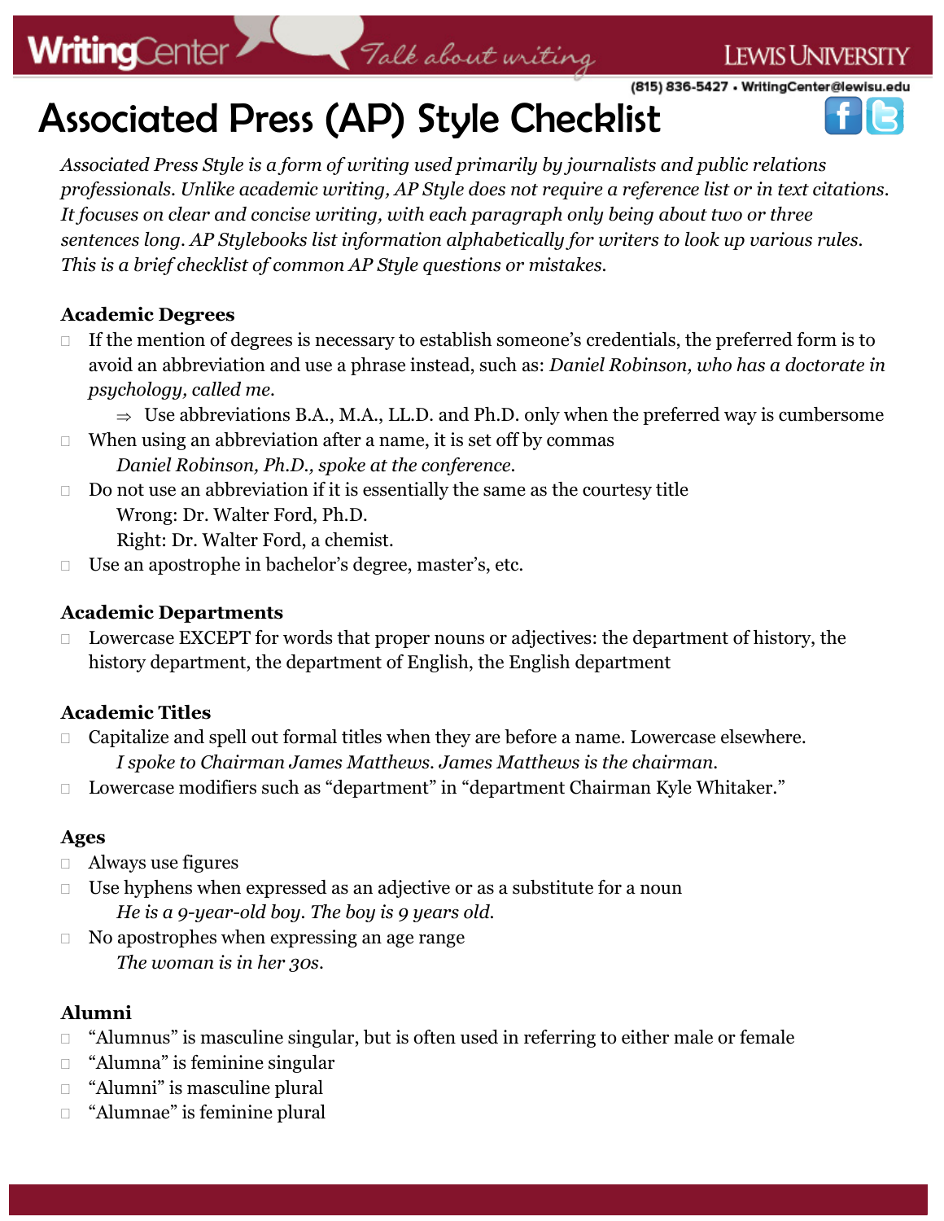# Associated Press (AP) Style Checklist

*Associated Press Style is a form of writing used primarily by journalists and public relations professionals. Unlike academic writing, AP Style does not require a reference list or in text citations. It focuses on clear and concise writing, with each paragraph only being about two or three sentences long. AP Stylebooks list information alphabetically for writers to look up various rules. This is a brief checklist of common AP Style questions or mistakes.*

### Academic Degrees

- If the mention of degrees is necessary to establish someone's credentials, the preferred form is to avoid an abbreviation and use a phrase instead, such as: *Daniel Robinson, who has a doctorate in psychology, called me.*
  - ⇒ Use abbreviations B.A., M.A., LL.D. and Ph.D. only when the preferred way is cumbersome
- When using an abbreviation after a name, it is set off by commas
  *Daniel Robinson, Ph.D., spoke at the conference.*
- Do not use an abbreviation if it is essentially the same as the courtesy title
  Wrong: Dr. Walter Ford, Ph.D.
  Right: Dr. Walter Ford, a chemist.
- Use an apostrophe in bachelor's degree, master's, etc.

### Academic Departments

- Lowercase EXCEPT for words that proper nouns or adjectives: the department of history, the history department, the department of English, the English department

### Academic Titles

- Capitalize and spell out formal titles when they are before a name. Lowercase elsewhere.
  *I spoke to Chairman James Matthews. James Matthews is the chairman.*
- Lowercase modifiers such as "department" in "department Chairman Kyle Whitaker."

### Ages

- Always use figures
- Use hyphens when expressed as an adjective or as a substitute for a noun
  *He is a 9-year-old boy. The boy is 9 years old.*
- No apostrophes when expressing an age range
  *The woman is in her 30s.*

### Alumni

- "Alumnus" is masculine singular, but is often used in referring to either male or female
- "Alumna" is feminine singular
- "Alumni" is masculine plural
- "Alumnae" is feminine plural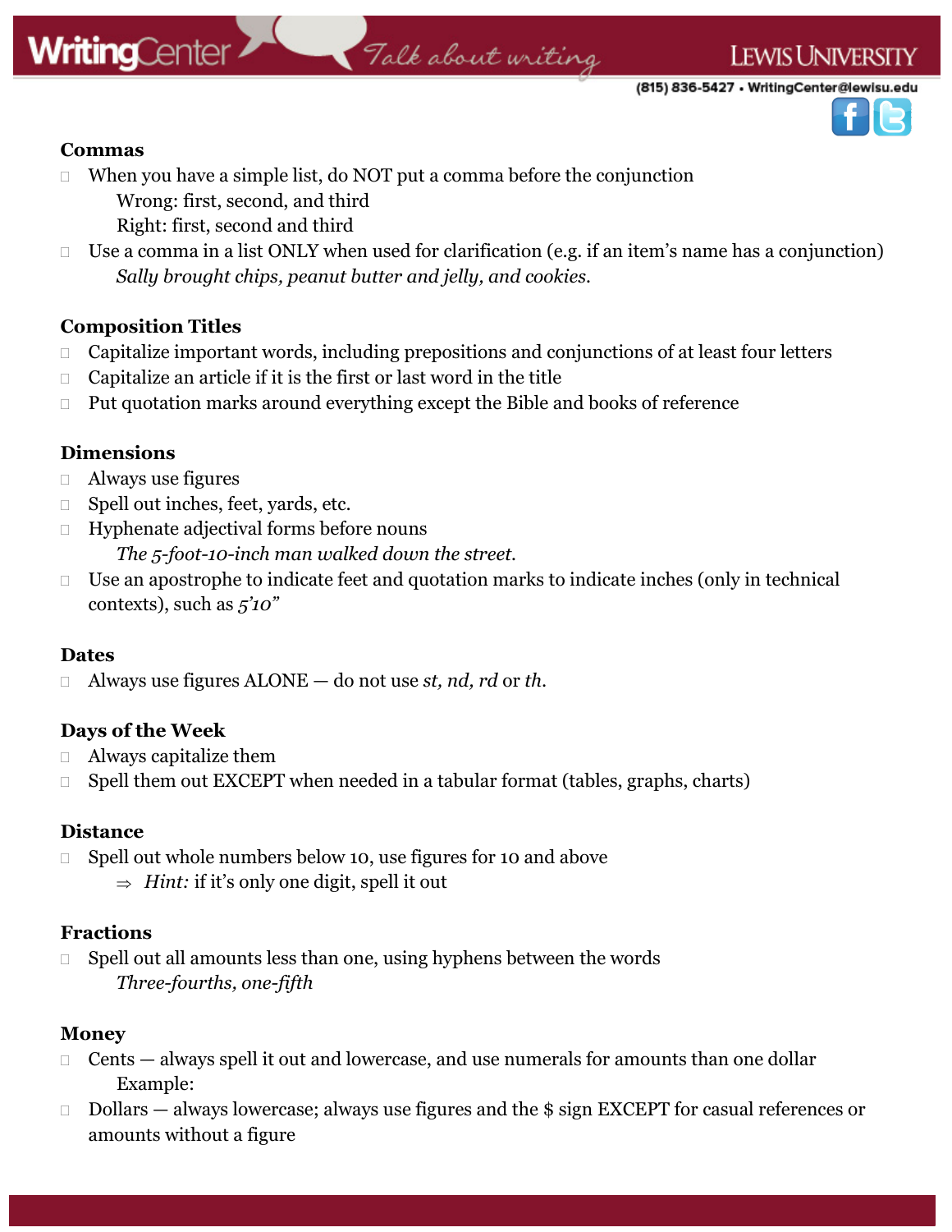## Commas

- When you have a simple list, do NOT put a comma before the conjunction
  - Wrong: first, second, and third
  - Right: first, second and third
- Use a comma in a list ONLY when used for clarification (e.g. if an item's name has a conjunction)
  - *Sally brought chips, peanut butter and jelly, and cookies.*

## Composition Titles

- Capitalize important words, including prepositions and conjunctions of at least four letters
- Capitalize an article if it is the first or last word in the title
- Put quotation marks around everything except the Bible and books of reference

## Dimensions

- Always use figures
- Spell out inches, feet, yards, etc.
- Hyphenate adjectival forms before nouns
  - *The 5-foot-10-inch man walked down the street.*
- Use an apostrophe to indicate feet and quotation marks to indicate inches (only in technical contexts), such as *5'10"*

## Dates

- Always use figures ALONE — do not use *st, nd, rd* or *th.*

## Days of the Week

- Always capitalize them
- Spell them out EXCEPT when needed in a tabular format (tables, graphs, charts)

## Distance

- Spell out whole numbers below 10, use figures for 10 and above
  - ⇒ *Hint:* if it's only one digit, spell it out

## Fractions

- Spell out all amounts less than one, using hyphens between the words
  - *Three-fourths, one-fifth*

## Money

- Cents — always spell it out and lowercase, and use numerals for amounts than one dollar
  - Example:
- Dollars — always lowercase; always use figures and the $ sign EXCEPT for casual references or amounts without a figure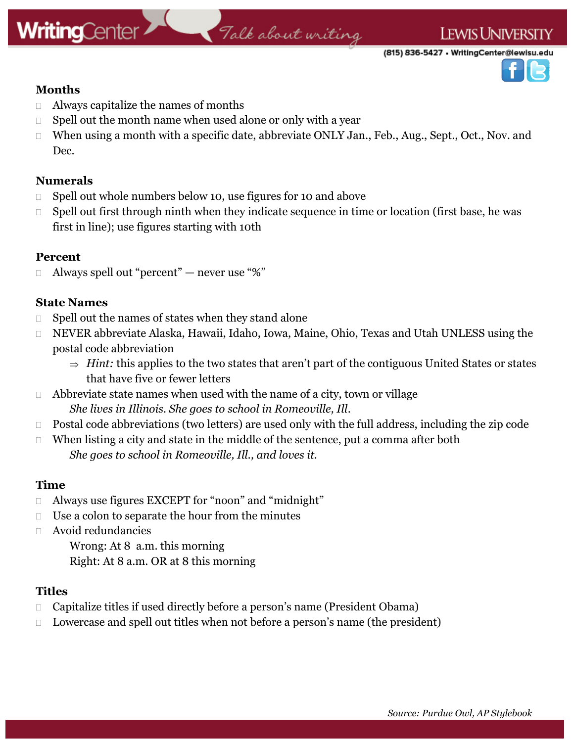## Months

- Always capitalize the names of months
- Spell out the month name when used alone or only with a year
- When using a month with a specific date, abbreviate ONLY Jan., Feb., Aug., Sept., Oct., Nov. and Dec.

## Numerals

- Spell out whole numbers below 10, use figures for 10 and above
- Spell out first through ninth when they indicate sequence in time or location (first base, he was first in line); use figures starting with 10th

## Percent

- Always spell out "percent" — never use "%"

## State Names

- Spell out the names of states when they stand alone
- NEVER abbreviate Alaska, Hawaii, Idaho, Iowa, Maine, Ohio, Texas and Utah UNLESS using the postal code abbreviation
  - ⇒ *Hint:* this applies to the two states that aren't part of the contiguous United States or states that have five or fewer letters
- Abbreviate state names when used with the name of a city, town or village

  *She lives in Illinois. She goes to school in Romeoville, Ill.*
- Postal code abbreviations (two letters) are used only with the full address, including the zip code
- When listing a city and state in the middle of the sentence, put a comma after both

  *She goes to school in Romeoville, Ill., and loves it.*

## Time

- Always use figures EXCEPT for "noon" and "midnight"
- Use a colon to separate the hour from the minutes
- Avoid redundancies

  Wrong: At 8 a.m. this morning

  Right: At 8 a.m. OR at 8 this morning

## Titles

- Capitalize titles if used directly before a person's name (President Obama)
- Lowercase and spell out titles when not before a person's name (the president)

*Source: Purdue Owl, AP Stylebook*